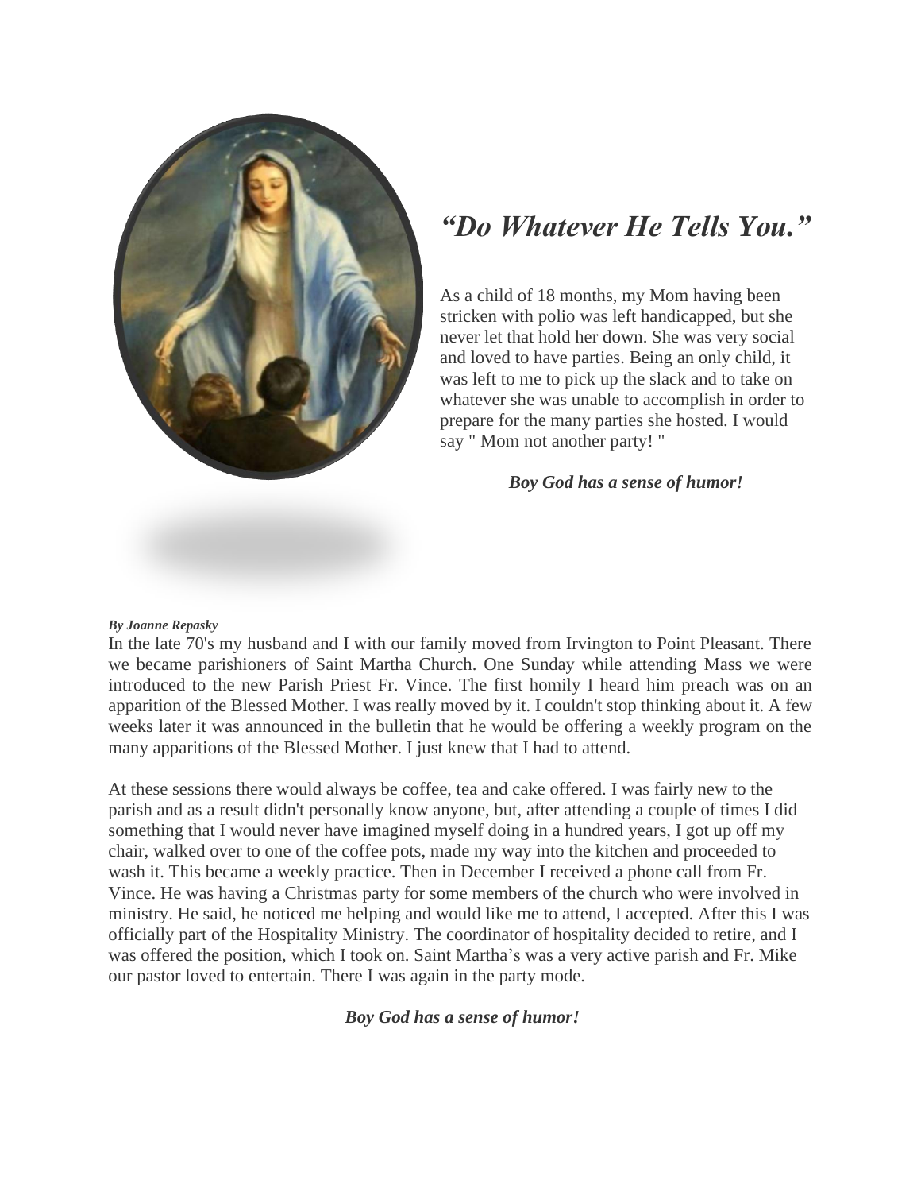# *"Do Whatever He Tells You."*

As a child of 18 months, my Mom having been stricken with polio was left handicapped, but she never let that hold her down. She was very social and loved to have parties. Being an only child, it was left to me to pick up the slack and to take on whatever she was unable to accomplish in order to prepare for the many parties she hosted. I would say " Mom not another party! "

***Boy God has a sense of humor!***

***By Joanne Repasky***

In the late 70's my husband and I with our family moved from Irvington to Point Pleasant. There we became parishioners of Saint Martha Church. One Sunday while attending Mass we were introduced to the new Parish Priest Fr. Vince. The first homily I heard him preach was on an apparition of the Blessed Mother. I was really moved by it. I couldn't stop thinking about it. A few weeks later it was announced in the bulletin that he would be offering a weekly program on the many apparitions of the Blessed Mother. I just knew that I had to attend.

At these sessions there would always be coffee, tea and cake offered. I was fairly new to the parish and as a result didn't personally know anyone, but, after attending a couple of times I did something that I would never have imagined myself doing in a hundred years, I got up off my chair, walked over to one of the coffee pots, made my way into the kitchen and proceeded to wash it. This became a weekly practice. Then in December I received a phone call from Fr. Vince. He was having a Christmas party for some members of the church who were involved in ministry. He said, he noticed me helping and would like me to attend, I accepted. After this I was officially part of the Hospitality Ministry. The coordinator of hospitality decided to retire, and I was offered the position, which I took on. Saint Martha's was a very active parish and Fr. Mike our pastor loved to entertain. There I was again in the party mode.

***Boy God has a sense of humor!***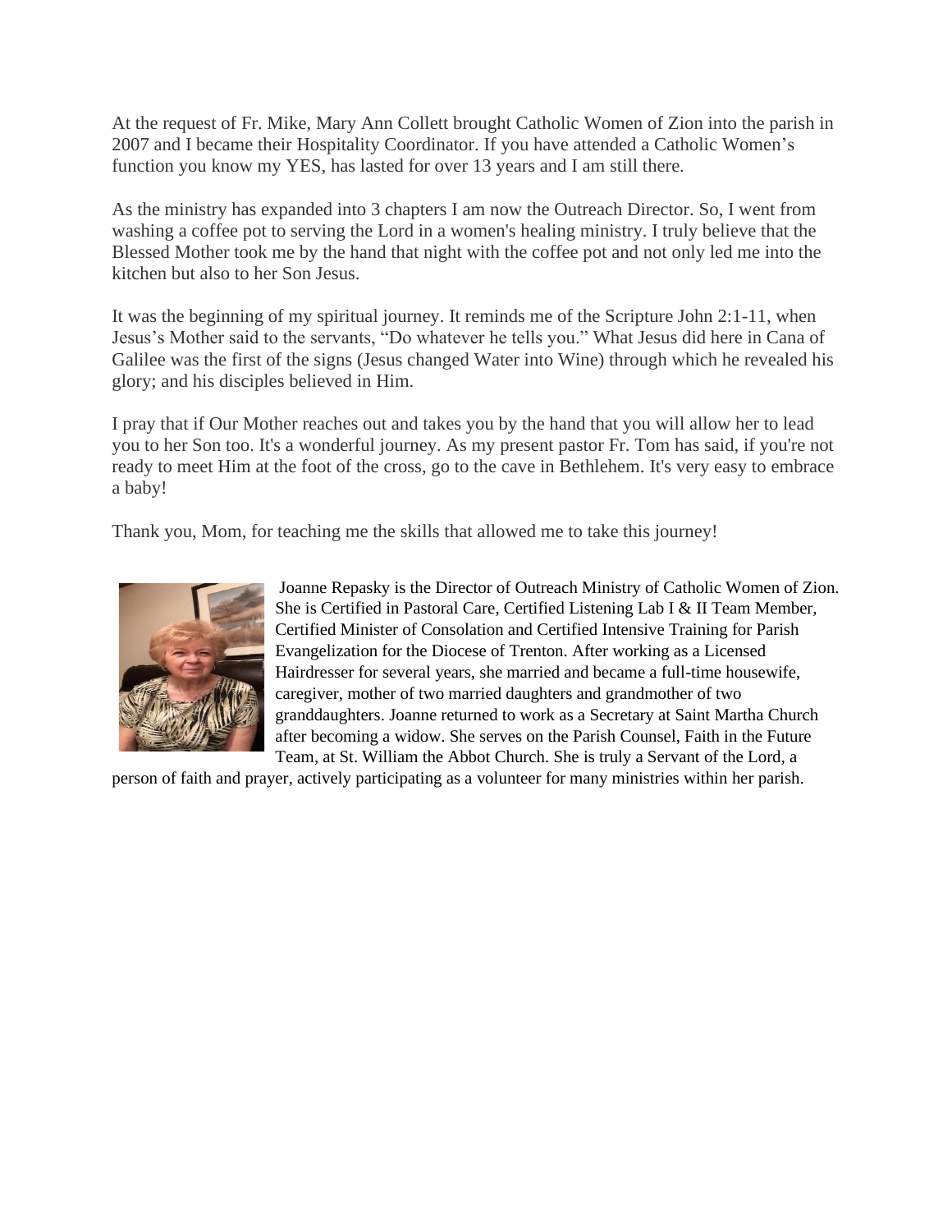At the request of Fr. Mike, Mary Ann Collett brought Catholic Women of Zion into the parish in 2007 and I became their Hospitality Coordinator. If you have attended a Catholic Women's function you know my YES, has lasted for over 13 years and I am still there.

As the ministry has expanded into 3 chapters I am now the Outreach Director. So, I went from washing a coffee pot to serving the Lord in a women's healing ministry. I truly believe that the Blessed Mother took me by the hand that night with the coffee pot and not only led me into the kitchen but also to her Son Jesus.

It was the beginning of my spiritual journey. It reminds me of the Scripture John 2:1-11, when Jesus's Mother said to the servants, "Do whatever he tells you." What Jesus did here in Cana of Galilee was the first of the signs (Jesus changed Water into Wine) through which he revealed his glory; and his disciples believed in Him.

I pray that if Our Mother reaches out and takes you by the hand that you will allow her to lead you to her Son too. It's a wonderful journey. As my present pastor Fr. Tom has said, if you're not ready to meet Him at the foot of the cross, go to the cave in Bethlehem. It's very easy to embrace a baby!

Thank you, Mom, for teaching me the skills that allowed me to take this journey!

Joanne Repasky is the Director of Outreach Ministry of Catholic Women of Zion. She is Certified in Pastoral Care, Certified Listening Lab I & II Team Member, Certified Minister of Consolation and Certified Intensive Training for Parish Evangelization for the Diocese of Trenton. After working as a Licensed Hairdresser for several years, she married and became a full-time housewife, caregiver, mother of two married daughters and grandmother of two granddaughters. Joanne returned to work as a Secretary at Saint Martha Church after becoming a widow. She serves on the Parish Counsel, Faith in the Future Team, at St. William the Abbot Church. She is truly a Servant of the Lord, a person of faith and prayer, actively participating as a volunteer for many ministries within her parish.